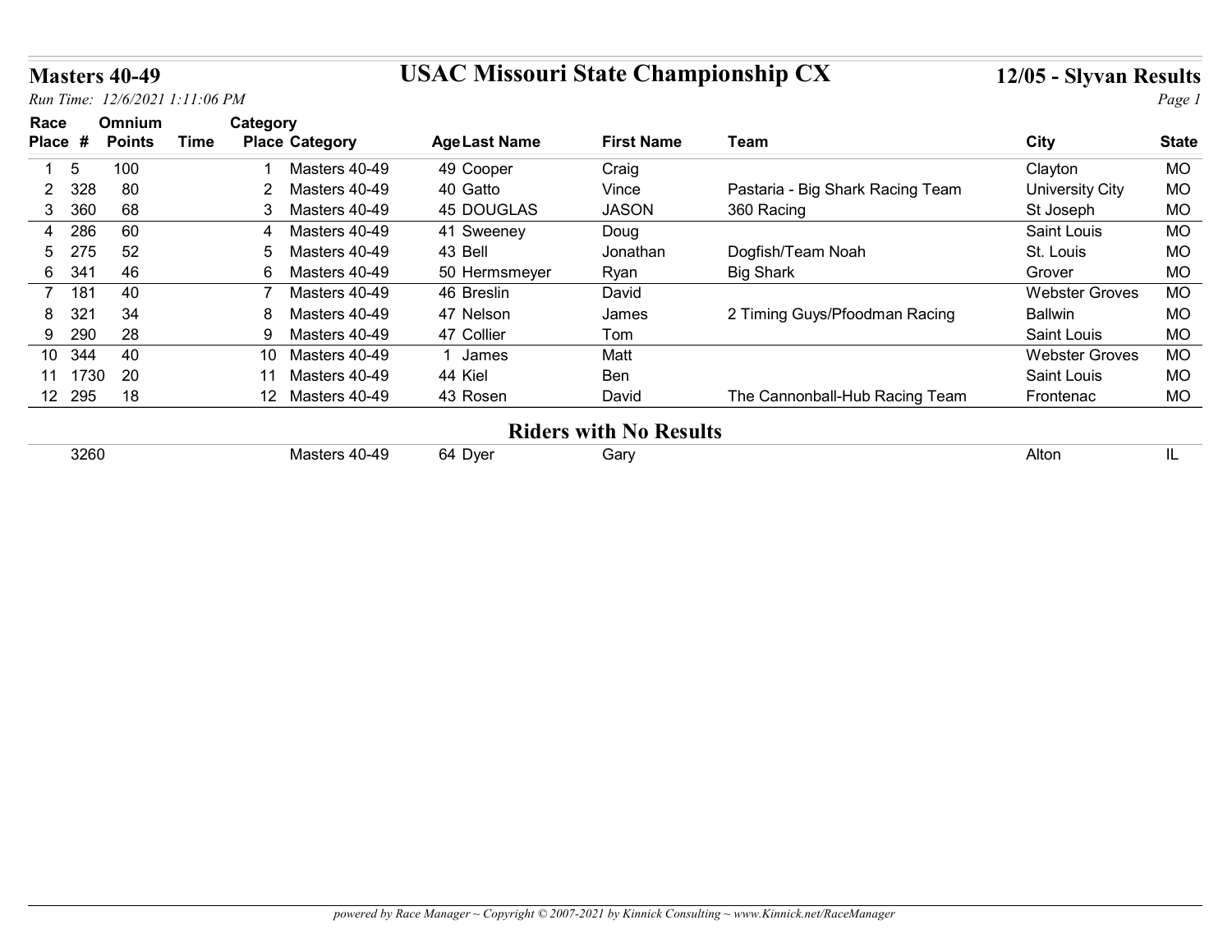**Masters 40-49**

# USAC Missouri State Championship CX

**12/05 - Slyvan Results**

*Run Time: 12/6/2021 1:11:06 PM*

| Race Place | # | Omnium Points | Time | Category Place | Category | Age | Last Name | First Name | Team | City | State |
|---|---|---|---|---|---|---|---|---|---|---|---|
| 1 | 5 | 100 | | 1 | Masters 40-49 | 49 | Cooper | Craig | | Clayton | MO |
| 2 | 328 | 80 | | 2 | Masters 40-49 | 40 | Gatto | Vince | Pastaria - Big Shark Racing Team | University City | MO |
| 3 | 360 | 68 | | 3 | Masters 40-49 | 45 | DOUGLAS | JASON | 360 Racing | St Joseph | MO |
| 4 | 286 | 60 | | 4 | Masters 40-49 | 41 | Sweeney | Doug | | Saint Louis | MO |
| 5 | 275 | 52 | | 5 | Masters 40-49 | 43 | Bell | Jonathan | Dogfish/Team Noah | St. Louis | MO |
| 6 | 341 | 46 | | 6 | Masters 40-49 | 50 | Hermsmeyer | Ryan | Big Shark | Grover | MO |
| 7 | 181 | 40 | | 7 | Masters 40-49 | 46 | Breslin | David | | Webster Groves | MO |
| 8 | 321 | 34 | | 8 | Masters 40-49 | 47 | Nelson | James | 2 Timing Guys/Pfoodman Racing | Ballwin | MO |
| 9 | 290 | 28 | | 9 | Masters 40-49 | 47 | Collier | Tom | | Saint Louis | MO |
| 10 | 344 | 40 | | 10 | Masters 40-49 | 1 | James | Matt | | Webster Groves | MO |
| 11 | 1730 | 20 | | 11 | Masters 40-49 | 44 | Kiel | Ben | | Saint Louis | MO |
| 12 | 295 | 18 | | 12 | Masters 40-49 | 43 | Rosen | David | The Cannonball-Hub Racing Team | Frontenac | MO |

## Riders with No Results

| # | Category | Age | Last Name | First Name | Team | City | State |
|---|---|---|---|---|---|---|---|
| 3260 | Masters 40-49 | 64 | Dyer | Gary | | Alton | IL |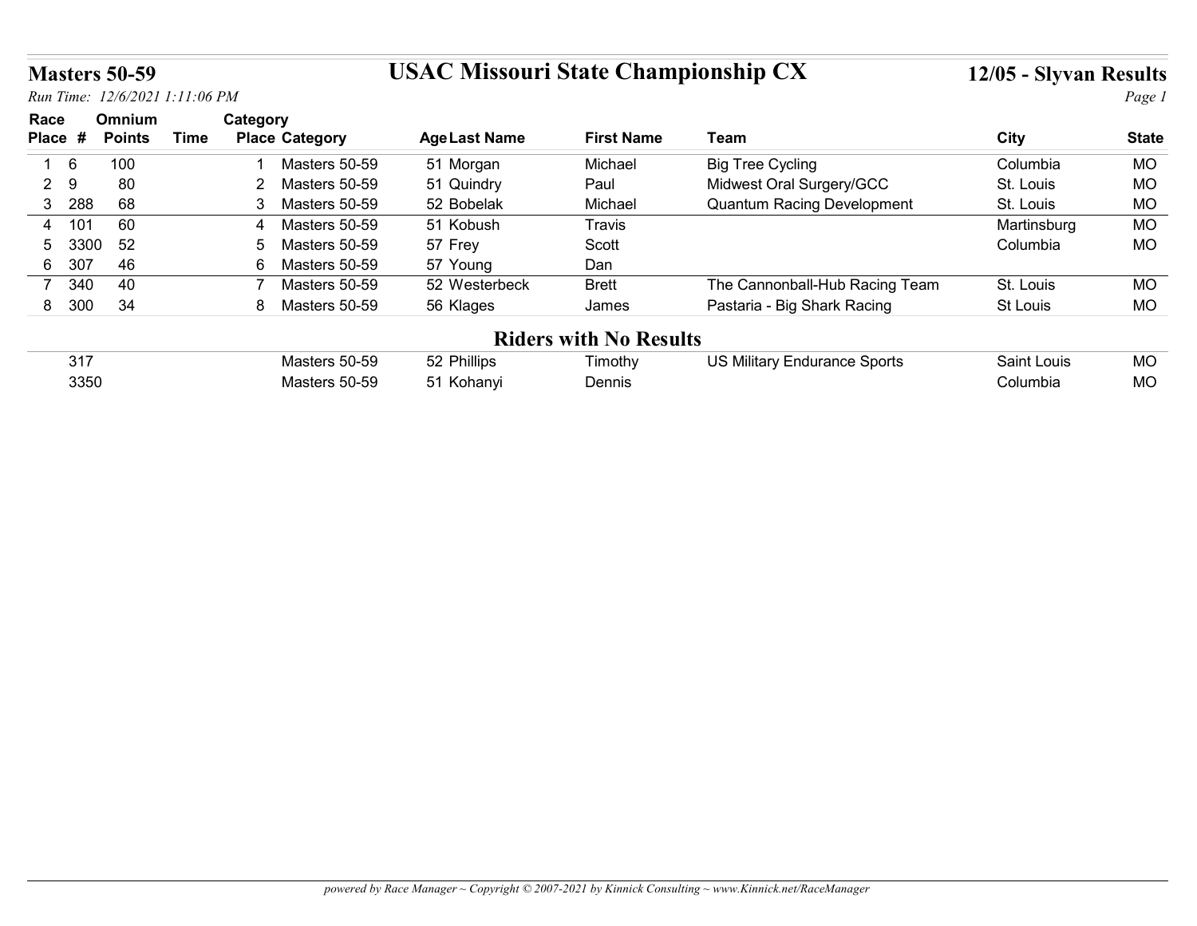## Masters 50-59

# USAC Missouri State Championship CX

## 12/05 - Slyvan Results

*Run Time: 12/6/2021 1:11:06 PM*

| Race Place | # | Omnium Points | Time | Category Place | Category | Age | Last Name | First Name | Team | City | State |
|---|---|---|---|---|---|---|---|---|---|---|---|
| 1 | 6 | 100 | | 1 | Masters 50-59 | 51 | Morgan | Michael | Big Tree Cycling | Columbia | MO |
| 2 | 9 | 80 | | 2 | Masters 50-59 | 51 | Quindry | Paul | Midwest Oral Surgery/GCC | St. Louis | MO |
| 3 | 288 | 68 | | 3 | Masters 50-59 | 52 | Bobelak | Michael | Quantum Racing Development | St. Louis | MO |
| 4 | 101 | 60 | | 4 | Masters 50-59 | 51 | Kobush | Travis | | Martinsburg | MO |
| 5 | 3300 | 52 | | 5 | Masters 50-59 | 57 | Frey | Scott | | Columbia | MO |
| 6 | 307 | 46 | | 6 | Masters 50-59 | 57 | Young | Dan | | | |
| 7 | 340 | 40 | | 7 | Masters 50-59 | 52 | Westerbeck | Brett | The Cannonball-Hub Racing Team | St. Louis | MO |
| 8 | 300 | 34 | | 8 | Masters 50-59 | 56 | Klages | James | Pastaria - Big Shark Racing | St Louis | MO |

## Riders with No Results

| # | Category | Age | Last Name | First Name | Team | City | State |
|---|---|---|---|---|---|---|---|
| 317 | Masters 50-59 | 52 | Phillips | Timothy | US Military Endurance Sports | Saint Louis | MO |
| 3350 | Masters 50-59 | 51 | Kohanyi | Dennis | | Columbia | MO |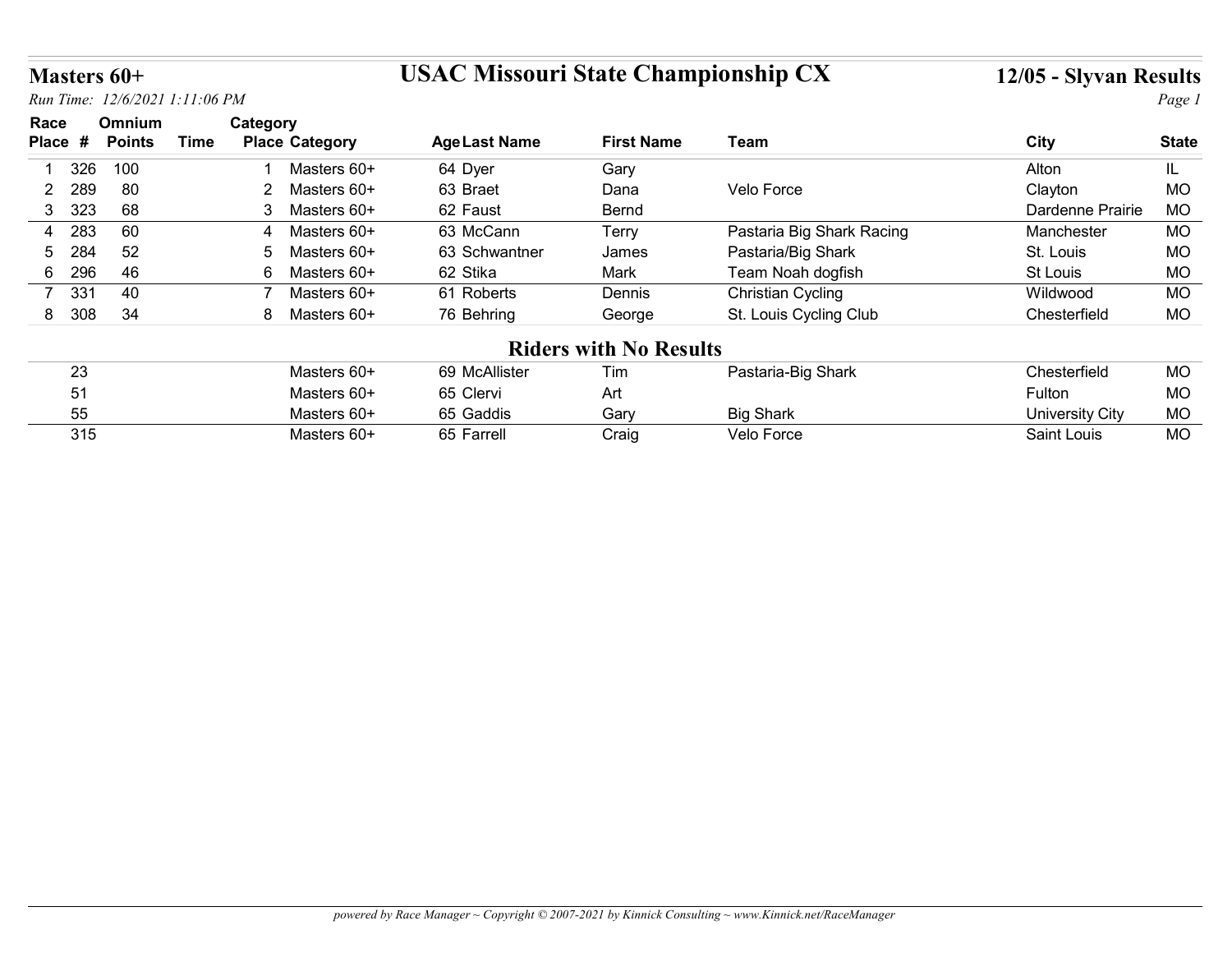# Masters 60+

## USAC Missouri State Championship CX

## 12/05 - Slyvan Results

*Run Time: 12/6/2021 1:11:06 PM*

| Race Place | # | Omnium Points | Time | Category Place | Category | Age | Last Name | First Name | Team | City | State |
|---|---|---|---|---|---|---|---|---|---|---|---|
| 1 | 326 | 100 | | 1 | Masters 60+ | 64 | Dyer | Gary | | Alton | IL |
| 2 | 289 | 80 | | 2 | Masters 60+ | 63 | Braet | Dana | Velo Force | Clayton | MO |
| 3 | 323 | 68 | | 3 | Masters 60+ | 62 | Faust | Bernd | | Dardenne Prairie | MO |
| 4 | 283 | 60 | | 4 | Masters 60+ | 63 | McCann | Terry | Pastaria Big Shark Racing | Manchester | MO |
| 5 | 284 | 52 | | 5 | Masters 60+ | 63 | Schwantner | James | Pastaria/Big Shark | St. Louis | MO |
| 6 | 296 | 46 | | 6 | Masters 60+ | 62 | Stika | Mark | Team Noah dogfish | St Louis | MO |
| 7 | 331 | 40 | | 7 | Masters 60+ | 61 | Roberts | Dennis | Christian Cycling | Wildwood | MO |
| 8 | 308 | 34 | | 8 | Masters 60+ | 76 | Behring | George | St. Louis Cycling Club | Chesterfield | MO |

## Riders with No Results

| Race Place | # | Omnium Points | Time | Category Place | Category | Age | Last Name | First Name | Team | City | State |
|---|---|---|---|---|---|---|---|---|---|---|---|
| | 23 | | | | Masters 60+ | 69 | McAllister | Tim | Pastaria-Big Shark | Chesterfield | MO |
| | 51 | | | | Masters 60+ | 65 | Clervi | Art | | Fulton | MO |
| | 55 | | | | Masters 60+ | 65 | Gaddis | Gary | Big Shark | University City | MO |
| | 315 | | | | Masters 60+ | 65 | Farrell | Craig | Velo Force | Saint Louis | MO |

*powered by Race Manager ~ Copyright © 2007-2021 by Kinnick Consulting ~ www.Kinnick.net/RaceManager*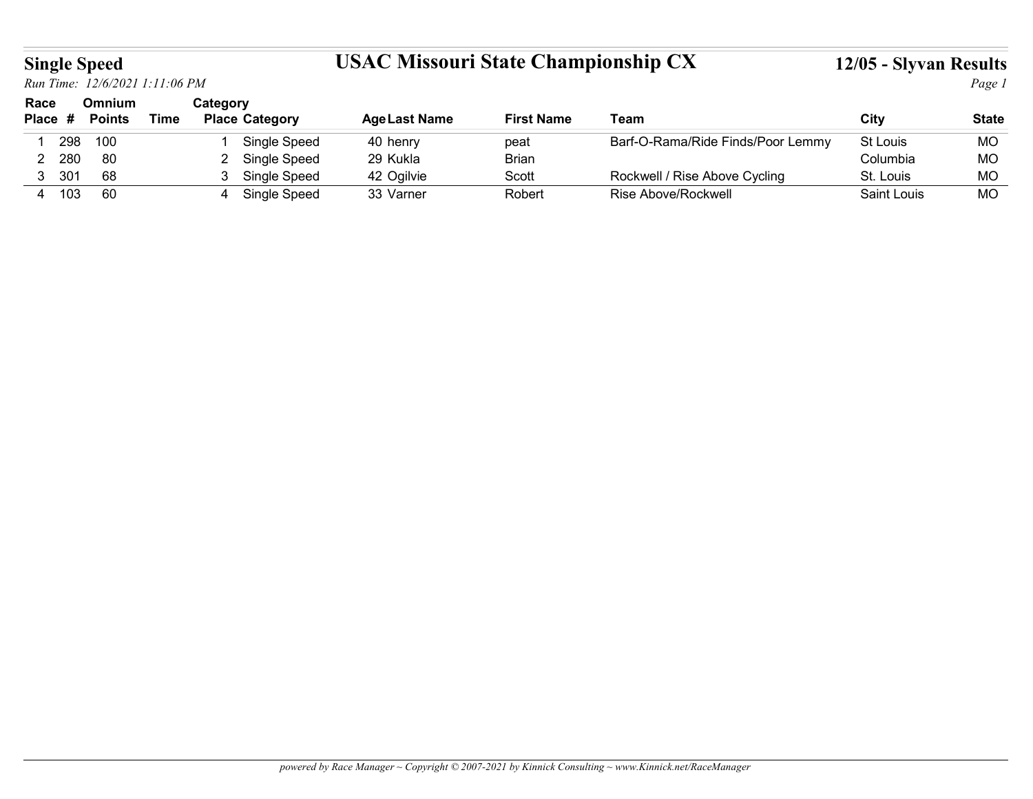## Single Speed

# USAC Missouri State Championship CX

## 12/05 - Slyvan Results

*Run Time: 12/6/2021 1:11:06 PM*

| Race Place | # | Omnium Points | Time | Category Place | Category | Age | Last Name | First Name | Team | City | State |
|---|---|---|---|---|---|---|---|---|---|---|---|
| 1 | 298 | 100 | | 1 | Single Speed | 40 | henry | peat | Barf-O-Rama/Ride Finds/Poor Lemmy | St Louis | MO |
| 2 | 280 | 80 | | 2 | Single Speed | 29 | Kukla | Brian | | Columbia | MO |
| 3 | 301 | 68 | | 3 | Single Speed | 42 | Ogilvie | Scott | Rockwell / Rise Above Cycling | St. Louis | MO |
| 4 | 103 | 60 | | 4 | Single Speed | 33 | Varner | Robert | Rise Above/Rockwell | Saint Louis | MO |

*powered by Race Manager ~ Copyright © 2007-2021 by Kinnick Consulting ~ www.Kinnick.net/RaceManager*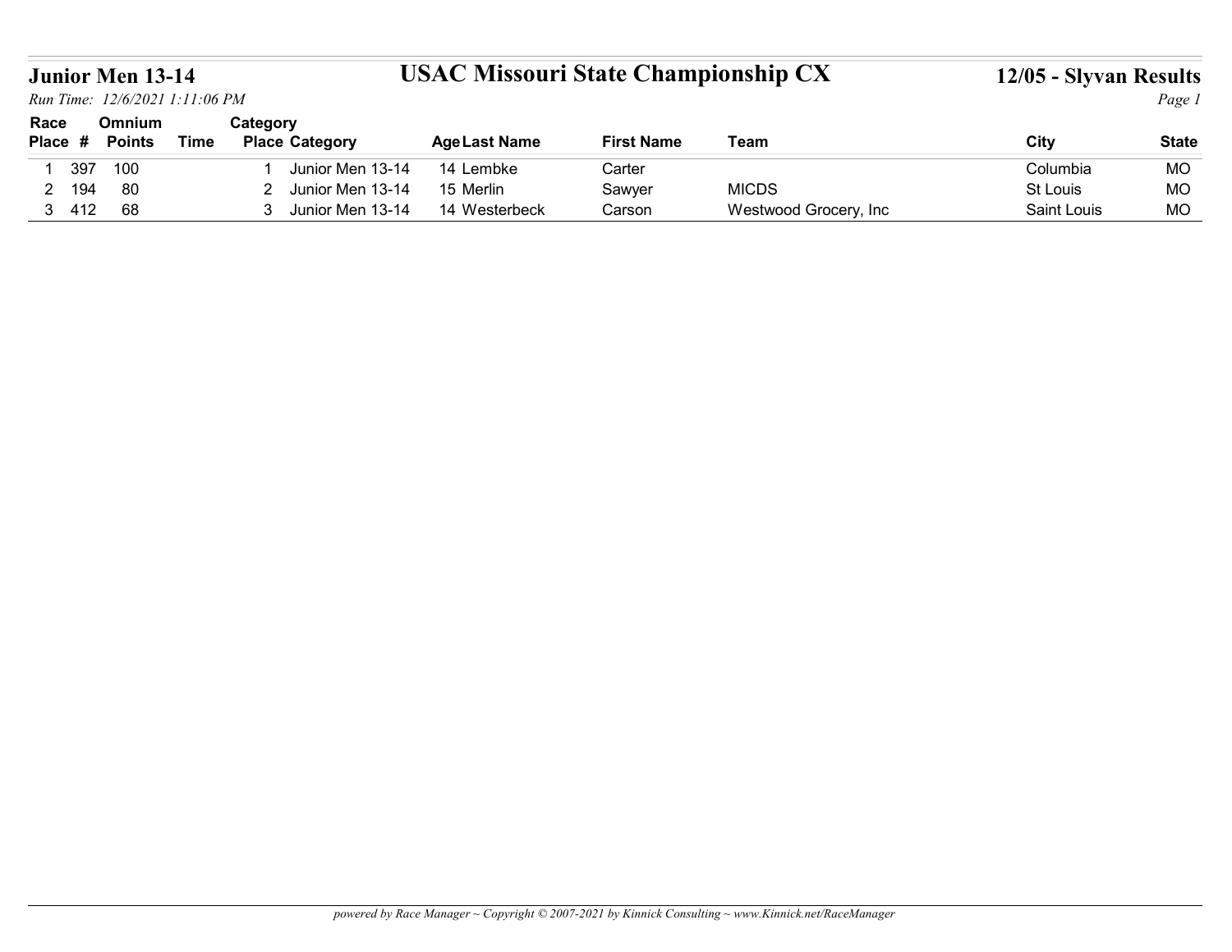# Junior Men 13-14

## USAC Missouri State Championship CX

**12/05 - Slyvan Results**

*Run Time: 12/6/2021 1:11:06 PM*

| Race Place | # | Omnium Points | Time | Category Place | Category | Age | Last Name | First Name | Team | City | State |
|---|---|---|---|---|---|---|---|---|---|---|---|
| 1 | 397 | 100 | | 1 | Junior Men 13-14 | 14 | Lembke | Carter | | Columbia | MO |
| 2 | 194 | 80 | | 2 | Junior Men 13-14 | 15 | Merlin | Sawyer | MICDS | St Louis | MO |
| 3 | 412 | 68 | | 3 | Junior Men 13-14 | 14 | Westerbeck | Carson | Westwood Grocery, Inc | Saint Louis | MO |

*powered by Race Manager ~ Copyright © 2007-2021 by Kinnick Consulting ~ www.Kinnick.net/RaceManager*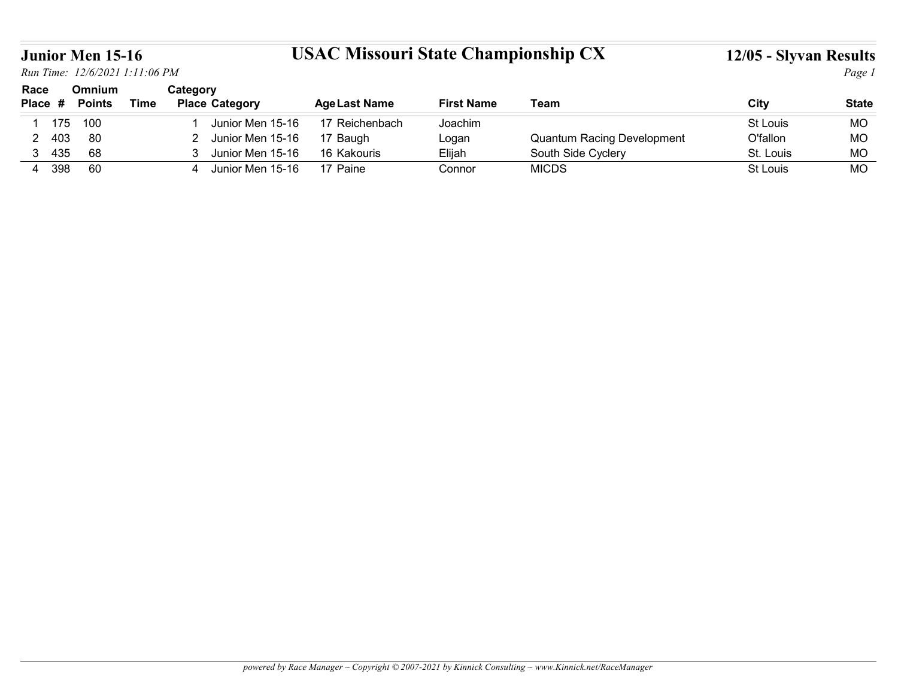# Junior Men 15-16

## USAC Missouri State Championship CX

## 12/05 - Slyvan Results

*Run Time: 12/6/2021 1:11:06 PM*

| Race Place | # | Omnium Points | Time | Category Place | Category | Age | Last Name | First Name | Team | City | State |
|---|---|---|---|---|---|---|---|---|---|---|---|
| 1 | 175 | 100 | | 1 | Junior Men 15-16 | 17 | Reichenbach | Joachim | | St Louis | MO |
| 2 | 403 | 80 | | 2 | Junior Men 15-16 | 17 | Baugh | Logan | Quantum Racing Development | O'fallon | MO |
| 3 | 435 | 68 | | 3 | Junior Men 15-16 | 16 | Kakouris | Elijah | South Side Cyclery | St. Louis | MO |
| 4 | 398 | 60 | | 4 | Junior Men 15-16 | 17 | Paine | Connor | MICDS | St Louis | MO |

*powered by Race Manager ~ Copyright © 2007-2021 by Kinnick Consulting ~ www.Kinnick.net/RaceManager*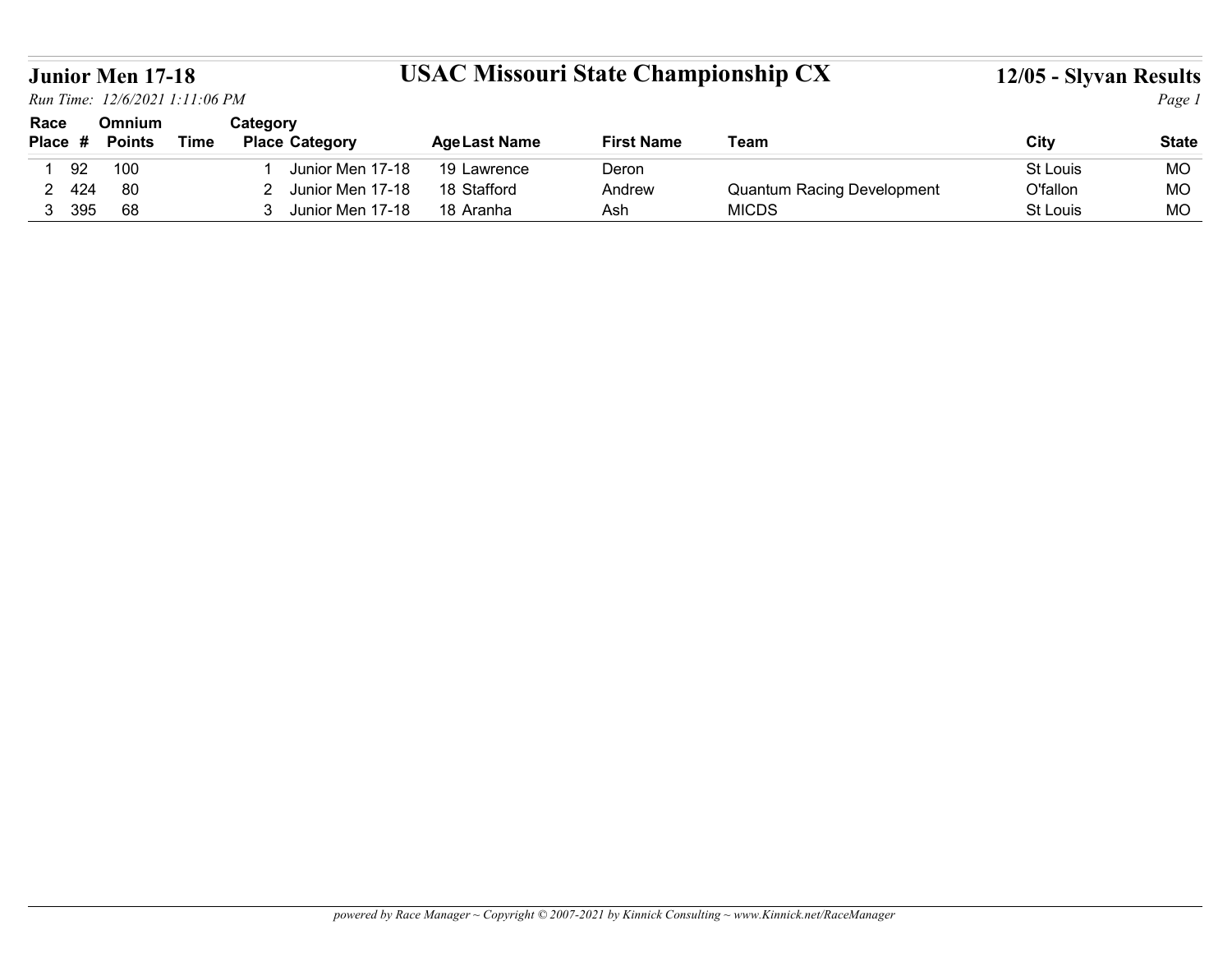# USAC Missouri State Championship CX

## Junior Men 17-18

**12/05 - Slyvan Results**

*Run Time: 12/6/2021 1:11:06 PM*

| Race Place | # | Omnium Points | Time | Category Place | Category | Age | Last Name | First Name | Team | City | State |
|---|---|---|---|---|---|---|---|---|---|---|---|
| 1 | 92 | 100 | | 1 | Junior Men 17-18 | 19 | Lawrence | Deron | | St Louis | MO |
| 2 | 424 | 80 | | 2 | Junior Men 17-18 | 18 | Stafford | Andrew | Quantum Racing Development | O'fallon | MO |
| 3 | 395 | 68 | | 3 | Junior Men 17-18 | 18 | Aranha | Ash | MICDS | St Louis | MO |

*powered by Race Manager ~ Copyright © 2007-2021 by Kinnick Consulting ~ www.Kinnick.net/RaceManager*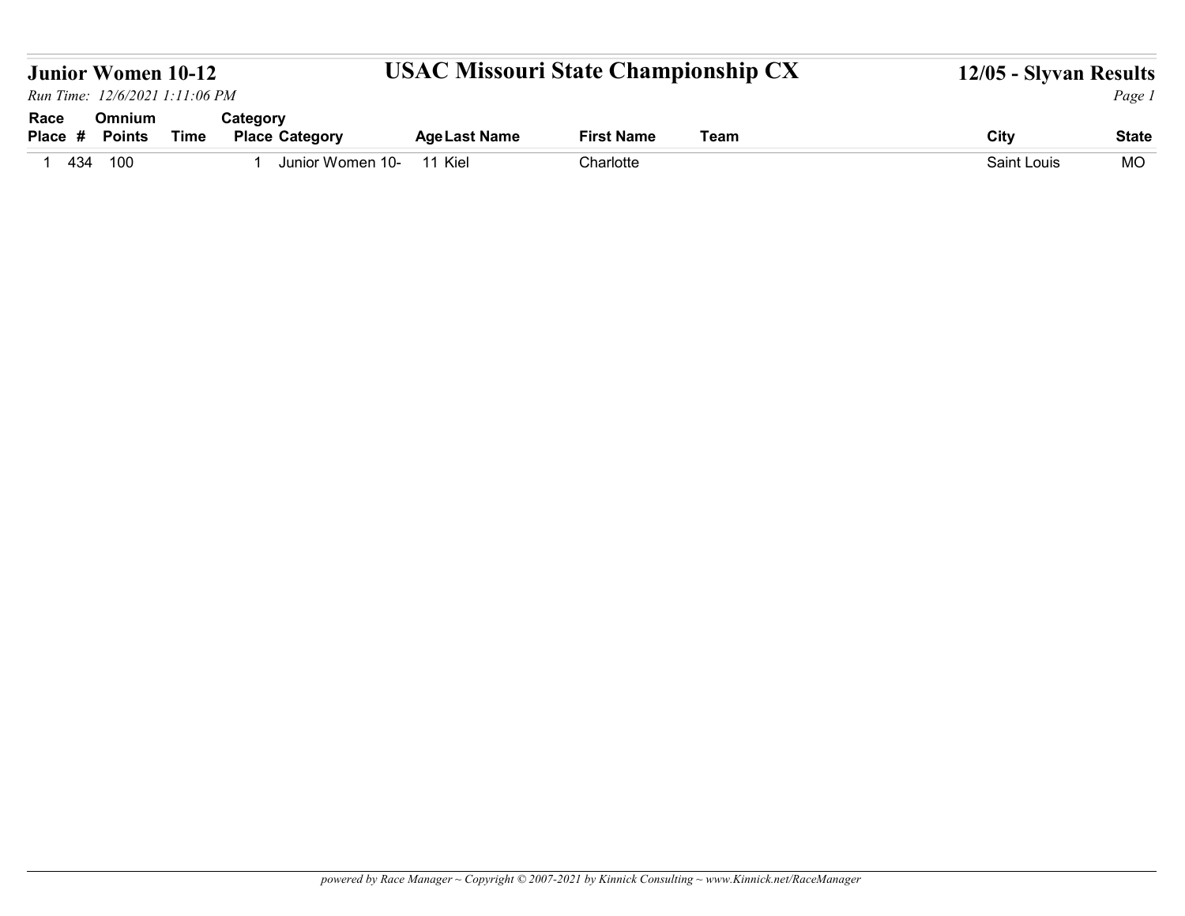# Junior Women 10-12

## USAC Missouri State Championship CX

## 12/05 - Slyvan Results

*Run Time: 12/6/2021 1:11:06 PM*

| Race Place | # | Omnium Points | Time | Category Place | Category | Age | Last Name | First Name | Team | City | State |
|---|---|---|---|---|---|---|---|---|---|---|---|
| 1 | 434 | 100 | | 1 | Junior Women 10- | 11 | Kiel | Charlotte | | Saint Louis | MO |

*powered by Race Manager ~ Copyright © 2007-2021 by Kinnick Consulting ~ www.Kinnick.net/RaceManager*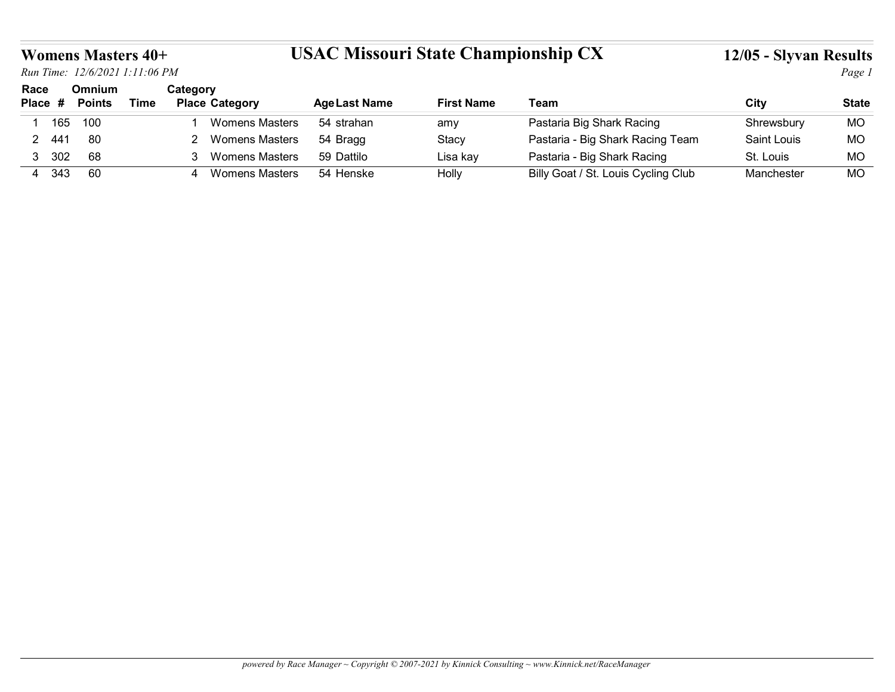# Womens Masters 40+

## USAC Missouri State Championship CX

**12/05 - Slyvan Results**

*Run Time: 12/6/2021 1:11:06 PM*

| Race Place | # | Omnium Points | Time | Category Place | Category | Age | Last Name | First Name | Team | City | State |
|---|---|---|---|---|---|---|---|---|---|---|---|
| 1 | 165 | 100 | | 1 | Womens Masters | 54 | strahan | amy | Pastaria Big Shark Racing | Shrewsbury | MO |
| 2 | 441 | 80 | | 2 | Womens Masters | 54 | Bragg | Stacy | Pastaria - Big Shark Racing Team | Saint Louis | MO |
| 3 | 302 | 68 | | 3 | Womens Masters | 59 | Dattilo | Lisa kay | Pastaria - Big Shark Racing | St. Louis | MO |
| 4 | 343 | 60 | | 4 | Womens Masters | 54 | Henske | Holly | Billy Goat / St. Louis Cycling Club | Manchester | MO |

*powered by Race Manager ~ Copyright © 2007-2021 by Kinnick Consulting ~ www.Kinnick.net/RaceManager*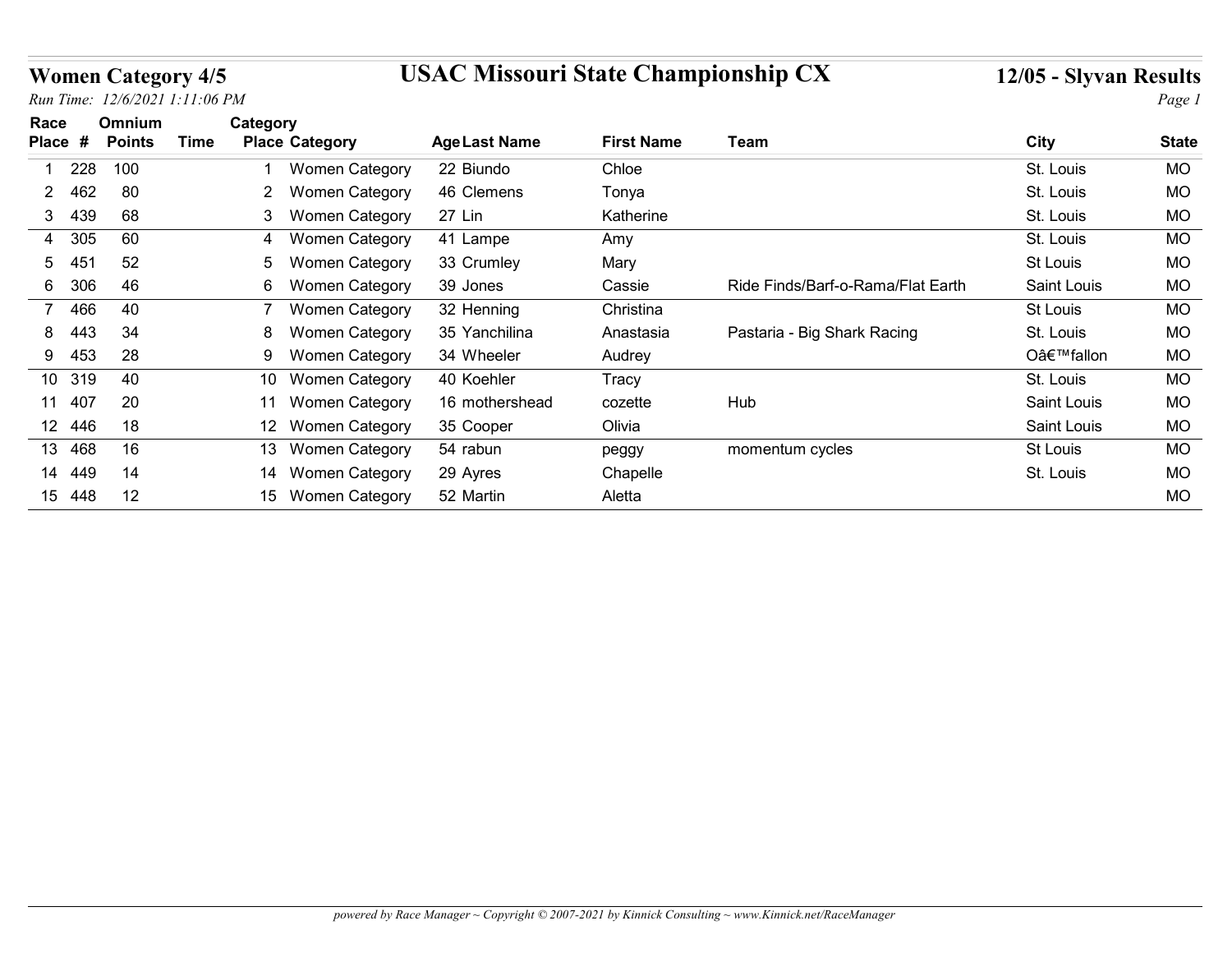# Women Category 4/5

## USAC Missouri State Championship CX

### 12/05 - Slyvan Results

*Run Time: 12/6/2021 1:11:06 PM*

| Race Place | # | Omnium Points | Time | Category Place | Category | Age | Last Name | First Name | Team | City | State |
|---|---|---|---|---|---|---|---|---|---|---|---|
| 1 | 228 | 100 | | 1 | Women Category | 22 | Biundo | Chloe | | St. Louis | MO |
| 2 | 462 | 80 | | 2 | Women Category | 46 | Clemens | Tonya | | St. Louis | MO |
| 3 | 439 | 68 | | 3 | Women Category | 27 | Lin | Katherine | | St. Louis | MO |
| 4 | 305 | 60 | | 4 | Women Category | 41 | Lampe | Amy | | St. Louis | MO |
| 5 | 451 | 52 | | 5 | Women Category | 33 | Crumley | Mary | | St Louis | MO |
| 6 | 306 | 46 | | 6 | Women Category | 39 | Jones | Cassie | Ride Finds/Barf-o-Rama/Flat Earth | Saint Louis | MO |
| 7 | 466 | 40 | | 7 | Women Category | 32 | Henning | Christina | | St Louis | MO |
| 8 | 443 | 34 | | 8 | Women Category | 35 | Yanchilina | Anastasia | Pastaria - Big Shark Racing | St. Louis | MO |
| 9 | 453 | 28 | | 9 | Women Category | 34 | Wheeler | Audrey | | Oâ€™fallon | MO |
| 10 | 319 | 40 | | 10 | Women Category | 40 | Koehler | Tracy | | St. Louis | MO |
| 11 | 407 | 20 | | 11 | Women Category | 16 | mothershead | cozette | Hub | Saint Louis | MO |
| 12 | 446 | 18 | | 12 | Women Category | 35 | Cooper | Olivia | | Saint Louis | MO |
| 13 | 468 | 16 | | 13 | Women Category | 54 | rabun | peggy | momentum cycles | St Louis | MO |
| 14 | 449 | 14 | | 14 | Women Category | 29 | Ayres | Chapelle | | St. Louis | MO |
| 15 | 448 | 12 | | 15 | Women Category | 52 | Martin | Aletta | | | MO |

*powered by Race Manager ~ Copyright © 2007-2021 by Kinnick Consulting ~ www.Kinnick.net/RaceManager*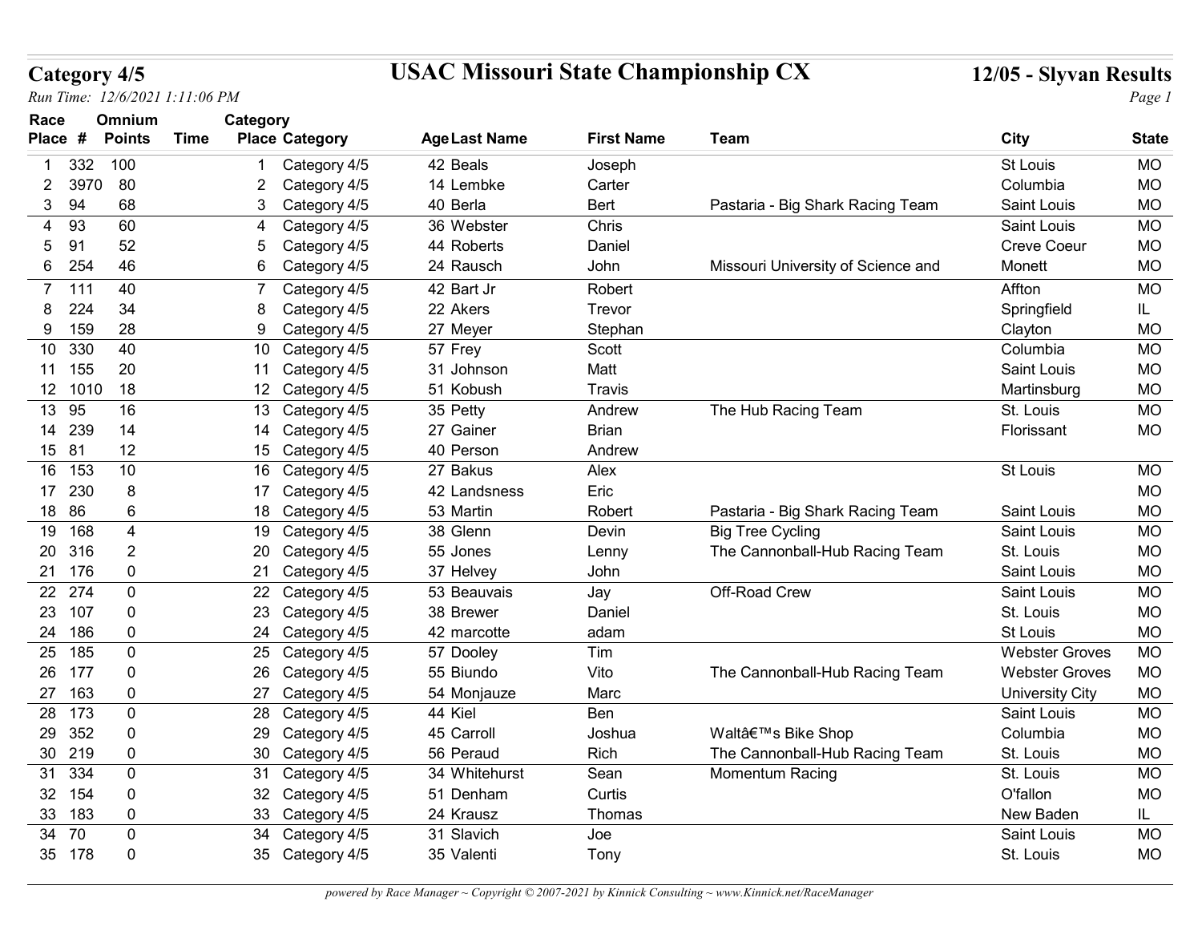# Category 4/5

## USAC Missouri State Championship CX

## 12/05 - Slyvan Results

*Run Time: 12/6/2021 1:11:06 PM*

| Race Place | # | Omnium Points | Time | Category Place | Category | Age | Last Name | First Name | Team | City | State |
|---|---|---|---|---|---|---|---|---|---|---|---|
| 1 | 332 | 100 | | 1 | Category 4/5 | 42 | Beals | Joseph | | St Louis | MO |
| 2 | 3970 | 80 | | 2 | Category 4/5 | 14 | Lembke | Carter | | Columbia | MO |
| 3 | 94 | 68 | | 3 | Category 4/5 | 40 | Berla | Bert | Pastaria - Big Shark Racing Team | Saint Louis | MO |
| 4 | 93 | 60 | | 4 | Category 4/5 | 36 | Webster | Chris | | Saint Louis | MO |
| 5 | 91 | 52 | | 5 | Category 4/5 | 44 | Roberts | Daniel | | Creve Coeur | MO |
| 6 | 254 | 46 | | 6 | Category 4/5 | 24 | Rausch | John | Missouri University of Science and | Monett | MO |
| 7 | 111 | 40 | | 7 | Category 4/5 | 42 | Bart Jr | Robert | | Affton | MO |
| 8 | 224 | 34 | | 8 | Category 4/5 | 22 | Akers | Trevor | | Springfield | IL |
| 9 | 159 | 28 | | 9 | Category 4/5 | 27 | Meyer | Stephan | | Clayton | MO |
| 10 | 330 | 40 | | 10 | Category 4/5 | 57 | Frey | Scott | | Columbia | MO |
| 11 | 155 | 20 | | 11 | Category 4/5 | 31 | Johnson | Matt | | Saint Louis | MO |
| 12 | 1010 | 18 | | 12 | Category 4/5 | 51 | Kobush | Travis | | Martinsburg | MO |
| 13 | 95 | 16 | | 13 | Category 4/5 | 35 | Petty | Andrew | The Hub Racing Team | St. Louis | MO |
| 14 | 239 | 14 | | 14 | Category 4/5 | 27 | Gainer | Brian | | Florissant | MO |
| 15 | 81 | 12 | | 15 | Category 4/5 | 40 | Person | Andrew | | | |
| 16 | 153 | 10 | | 16 | Category 4/5 | 27 | Bakus | Alex | | St Louis | MO |
| 17 | 230 | 8 | | 17 | Category 4/5 | 42 | Landsness | Eric | | | MO |
| 18 | 86 | 6 | | 18 | Category 4/5 | 53 | Martin | Robert | Pastaria - Big Shark Racing Team | Saint Louis | MO |
| 19 | 168 | 4 | | 19 | Category 4/5 | 38 | Glenn | Devin | Big Tree Cycling | Saint Louis | MO |
| 20 | 316 | 2 | | 20 | Category 4/5 | 55 | Jones | Lenny | The Cannonball-Hub Racing Team | St. Louis | MO |
| 21 | 176 | 0 | | 21 | Category 4/5 | 37 | Helvey | John | | Saint Louis | MO |
| 22 | 274 | 0 | | 22 | Category 4/5 | 53 | Beauvais | Jay | Off-Road Crew | Saint Louis | MO |
| 23 | 107 | 0 | | 23 | Category 4/5 | 38 | Brewer | Daniel | | St. Louis | MO |
| 24 | 186 | 0 | | 24 | Category 4/5 | 42 | marcotte | adam | | St Louis | MO |
| 25 | 185 | 0 | | 25 | Category 4/5 | 57 | Dooley | Tim | | Webster Groves | MO |
| 26 | 177 | 0 | | 26 | Category 4/5 | 55 | Biundo | Vito | The Cannonball-Hub Racing Team | Webster Groves | MO |
| 27 | 163 | 0 | | 27 | Category 4/5 | 54 | Monjauze | Marc | | University City | MO |
| 28 | 173 | 0 | | 28 | Category 4/5 | 44 | Kiel | Ben | | Saint Louis | MO |
| 29 | 352 | 0 | | 29 | Category 4/5 | 45 | Carroll | Joshua | Waltâ€™s Bike Shop | Columbia | MO |
| 30 | 219 | 0 | | 30 | Category 4/5 | 56 | Peraud | Rich | The Cannonball-Hub Racing Team | St. Louis | MO |
| 31 | 334 | 0 | | 31 | Category 4/5 | 34 | Whitehurst | Sean | Momentum Racing | St. Louis | MO |
| 32 | 154 | 0 | | 32 | Category 4/5 | 51 | Denham | Curtis | | O'fallon | MO |
| 33 | 183 | 0 | | 33 | Category 4/5 | 24 | Krausz | Thomas | | New Baden | IL |
| 34 | 70 | 0 | | 34 | Category 4/5 | 31 | Slavich | Joe | | Saint Louis | MO |
| 35 | 178 | 0 | | 35 | Category 4/5 | 35 | Valenti | Tony | | St. Louis | MO |

*powered by Race Manager ~ Copyright © 2007-2021 by Kinnick Consulting ~ www.Kinnick.net/RaceManager*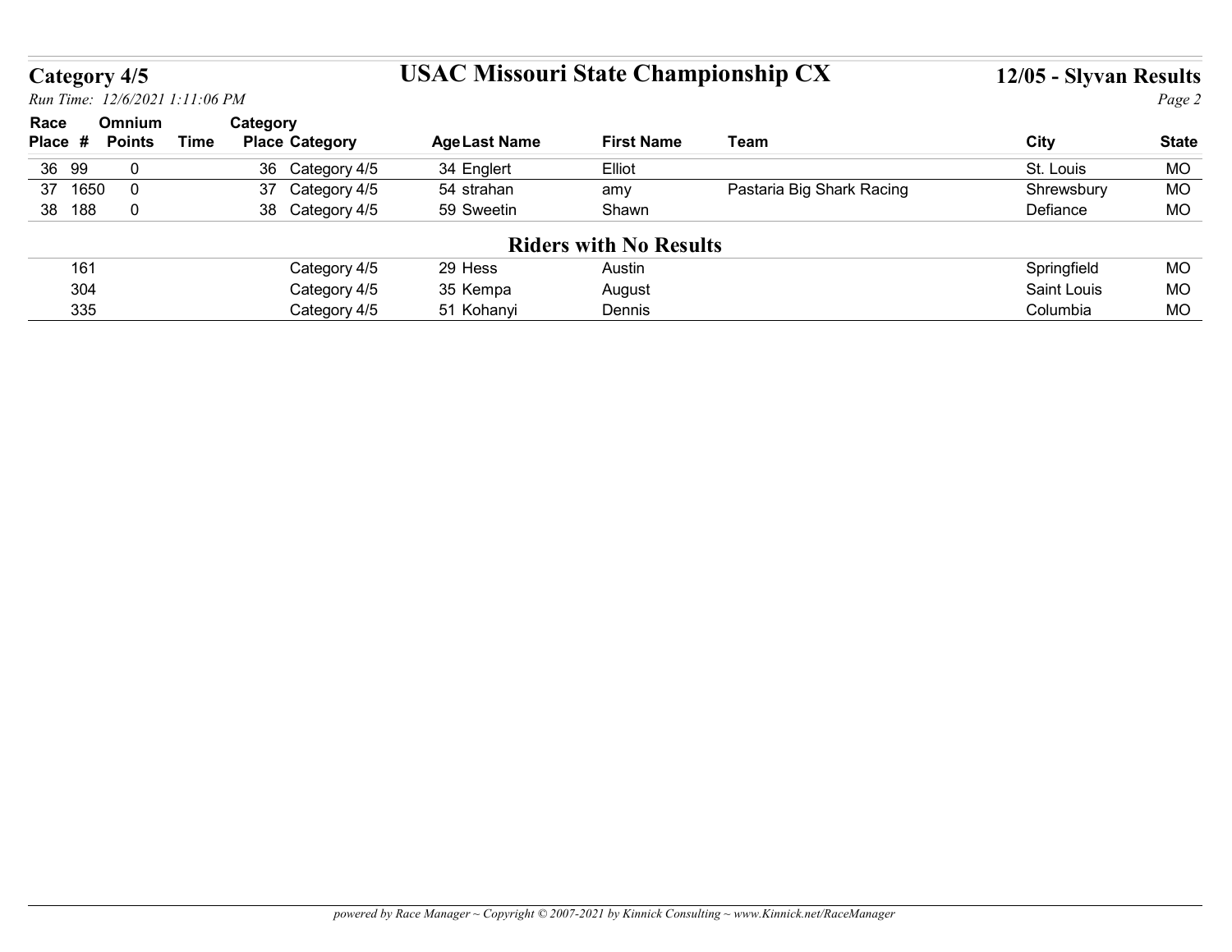# Category 4/5

## USAC Missouri State Championship CX

### 12/05 - Slyvan Results

*Run Time: 12/6/2021 1:11:06 PM*

| Race Place | # | Omnium Points | Time | Category Place | Category | Age | Last Name | First Name | Team | City | State |
|---|---|---|---|---|---|---|---|---|---|---|---|
| 36 | 99 | 0 | | 36 | Category 4/5 | 34 | Englert | Elliot | | St. Louis | MO |
| 37 | 1650 | 0 | | 37 | Category 4/5 | 54 | strahan | amy | Pastaria Big Shark Racing | Shrewsbury | MO |
| 38 | 188 | 0 | | 38 | Category 4/5 | 59 | Sweetin | Shawn | | Defiance | MO |

## Riders with No Results

| Race Place | # | Omnium Points | Time | Category Place | Category | Age | Last Name | First Name | Team | City | State |
|---|---|---|---|---|---|---|---|---|---|---|---|
| | 161 | | | | Category 4/5 | 29 | Hess | Austin | | Springfield | MO |
| | 304 | | | | Category 4/5 | 35 | Kempa | August | | Saint Louis | MO |
| | 335 | | | | Category 4/5 | 51 | Kohanyi | Dennis | | Columbia | MO |

*powered by Race Manager ~ Copyright © 2007-2021 by Kinnick Consulting ~ www.Kinnick.net/RaceManager*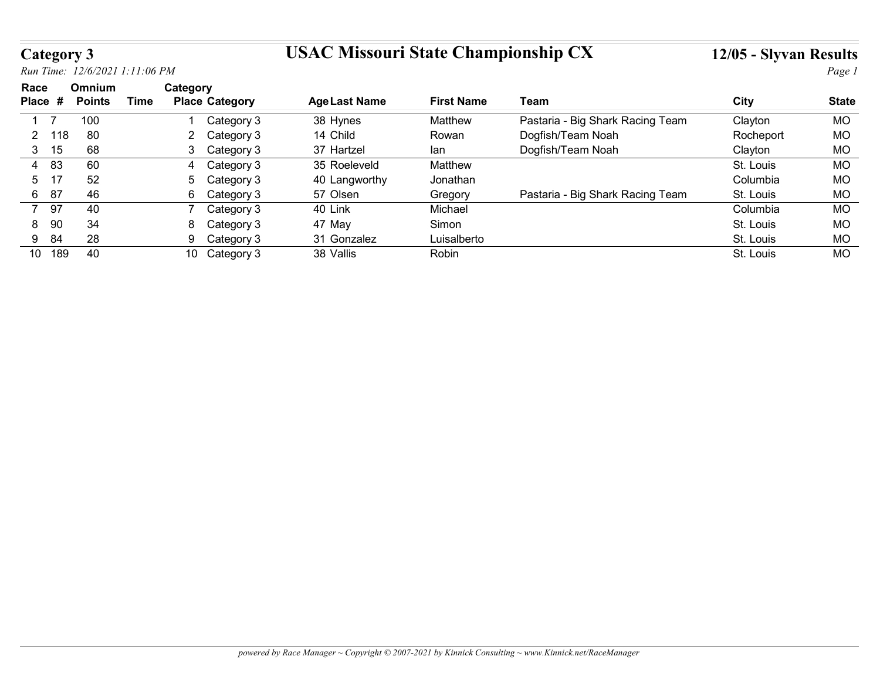# Category 3

## USAC Missouri State Championship CX

### 12/05 - Slyvan Results

*Run Time: 12/6/2021 1:11:06 PM*

| Race Place | # | Omnium Points | Time | Category Place | Category | Age | Last Name | First Name | Team | City | State |
|---|---|---|---|---|---|---|---|---|---|---|---|
| 1 | 7 | 100 | | 1 | Category 3 | 38 | Hynes | Matthew | Pastaria - Big Shark Racing Team | Clayton | MO |
| 2 | 118 | 80 | | 2 | Category 3 | 14 | Child | Rowan | Dogfish/Team Noah | Rocheport | MO |
| 3 | 15 | 68 | | 3 | Category 3 | 37 | Hartzel | Ian | Dogfish/Team Noah | Clayton | MO |
| 4 | 83 | 60 | | 4 | Category 3 | 35 | Roeleveld | Matthew | | St. Louis | MO |
| 5 | 17 | 52 | | 5 | Category 3 | 40 | Langworthy | Jonathan | | Columbia | MO |
| 6 | 87 | 46 | | 6 | Category 3 | 57 | Olsen | Gregory | Pastaria - Big Shark Racing Team | St. Louis | MO |
| 7 | 97 | 40 | | 7 | Category 3 | 40 | Link | Michael | | Columbia | MO |
| 8 | 90 | 34 | | 8 | Category 3 | 47 | May | Simon | | St. Louis | MO |
| 9 | 84 | 28 | | 9 | Category 3 | 31 | Gonzalez | Luisalberto | | St. Louis | MO |
| 10 | 189 | 40 | | 10 | Category 3 | 38 | Vallis | Robin | | St. Louis | MO |

*powered by Race Manager ~ Copyright © 2007-2021 by Kinnick Consulting ~ www.Kinnick.net/RaceManager*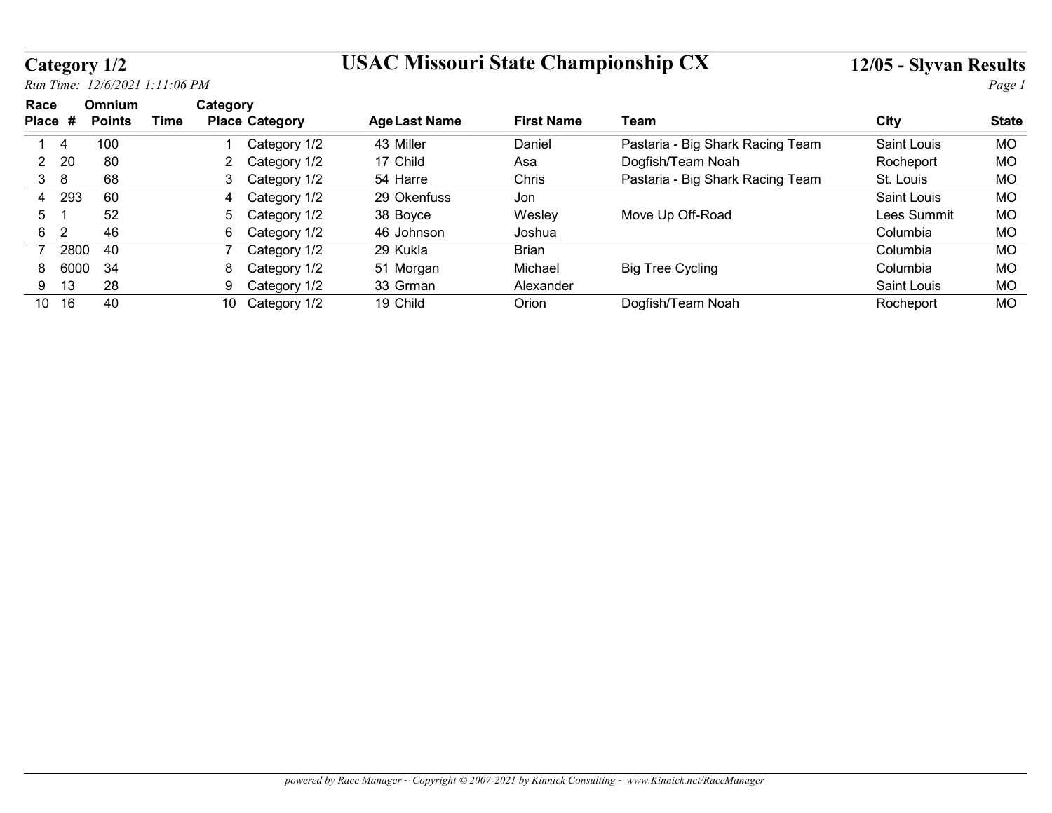## Category 1/2

# USAC Missouri State Championship CX

## 12/05 - Slyvan Results

*Run Time: 12/6/2021 1:11:06 PM*

| Race Place | # | Omnium Points | Time | Category Place | Category | Age | Last Name | First Name | Team | City | State |
|---|---|---|---|---|---|---|---|---|---|---|---|
| 1 | 4 | 100 | | 1 | Category 1/2 | 43 | Miller | Daniel | Pastaria - Big Shark Racing Team | Saint Louis | MO |
| 2 | 20 | 80 | | 2 | Category 1/2 | 17 | Child | Asa | Dogfish/Team Noah | Rocheport | MO |
| 3 | 8 | 68 | | 3 | Category 1/2 | 54 | Harre | Chris | Pastaria - Big Shark Racing Team | St. Louis | MO |
| 4 | 293 | 60 | | 4 | Category 1/2 | 29 | Okenfuss | Jon | | Saint Louis | MO |
| 5 | 1 | 52 | | 5 | Category 1/2 | 38 | Boyce | Wesley | Move Up Off-Road | Lees Summit | MO |
| 6 | 2 | 46 | | 6 | Category 1/2 | 46 | Johnson | Joshua | | Columbia | MO |
| 7 | 2800 | 40 | | 7 | Category 1/2 | 29 | Kukla | Brian | | Columbia | MO |
| 8 | 6000 | 34 | | 8 | Category 1/2 | 51 | Morgan | Michael | Big Tree Cycling | Columbia | MO |
| 9 | 13 | 28 | | 9 | Category 1/2 | 33 | Grman | Alexander | | Saint Louis | MO |
| 10 | 16 | 40 | | 10 | Category 1/2 | 19 | Child | Orion | Dogfish/Team Noah | Rocheport | MO |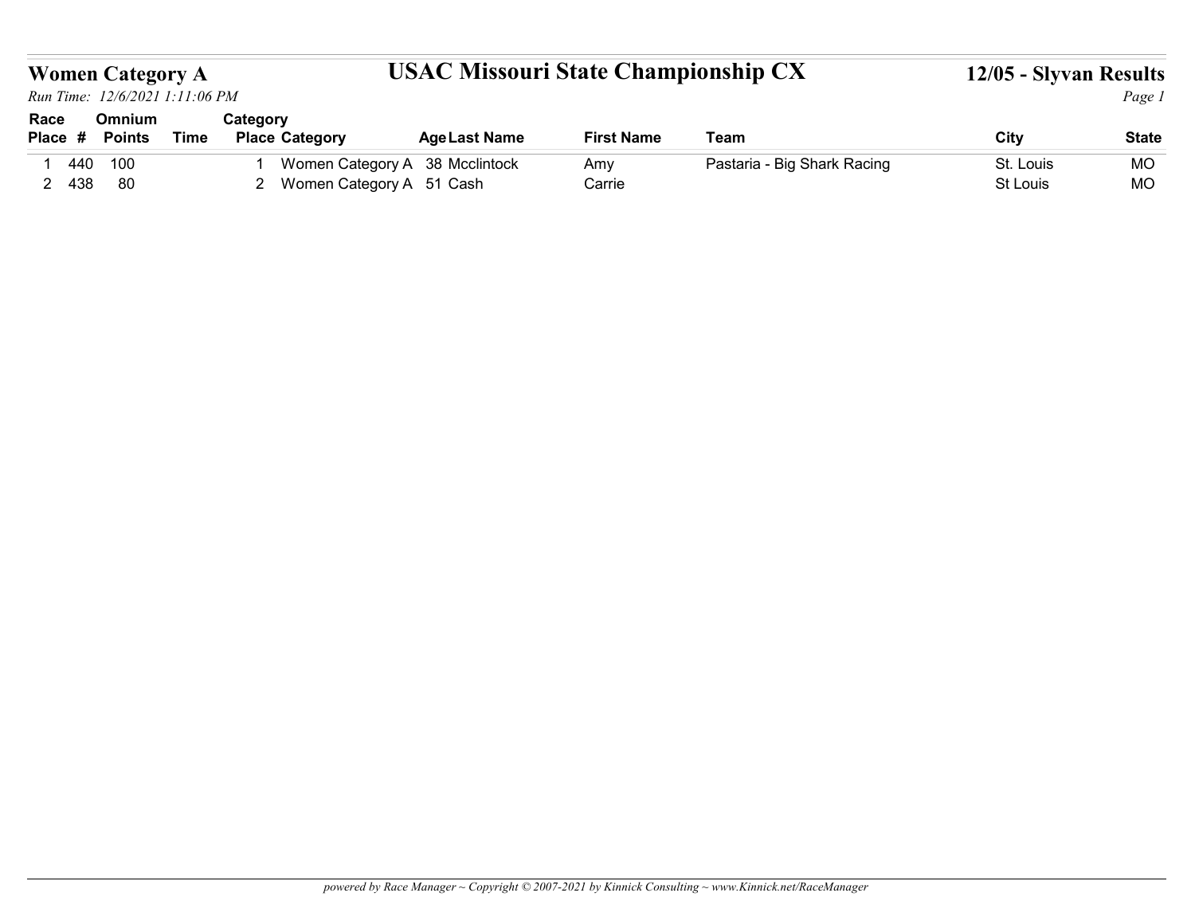# Women Category A

## USAC Missouri State Championship CX

### 12/05 - Slyvan Results

*Run Time: 12/6/2021 1:11:06 PM*

| Race Place | # | Omnium Points | Time | Category Place | Category | Age | Last Name | First Name | Team | City | State |
|---|---|---|---|---|---|---|---|---|---|---|---|
| 1 | 440 | 100 | | 1 | Women Category A | 38 | Mcclintock | Amy | Pastaria - Big Shark Racing | St. Louis | MO |
| 2 | 438 | 80 | | 2 | Women Category A | 51 | Cash | Carrie | | St Louis | MO |

*powered by Race Manager ~ Copyright © 2007-2021 by Kinnick Consulting ~ www.Kinnick.net/RaceManager*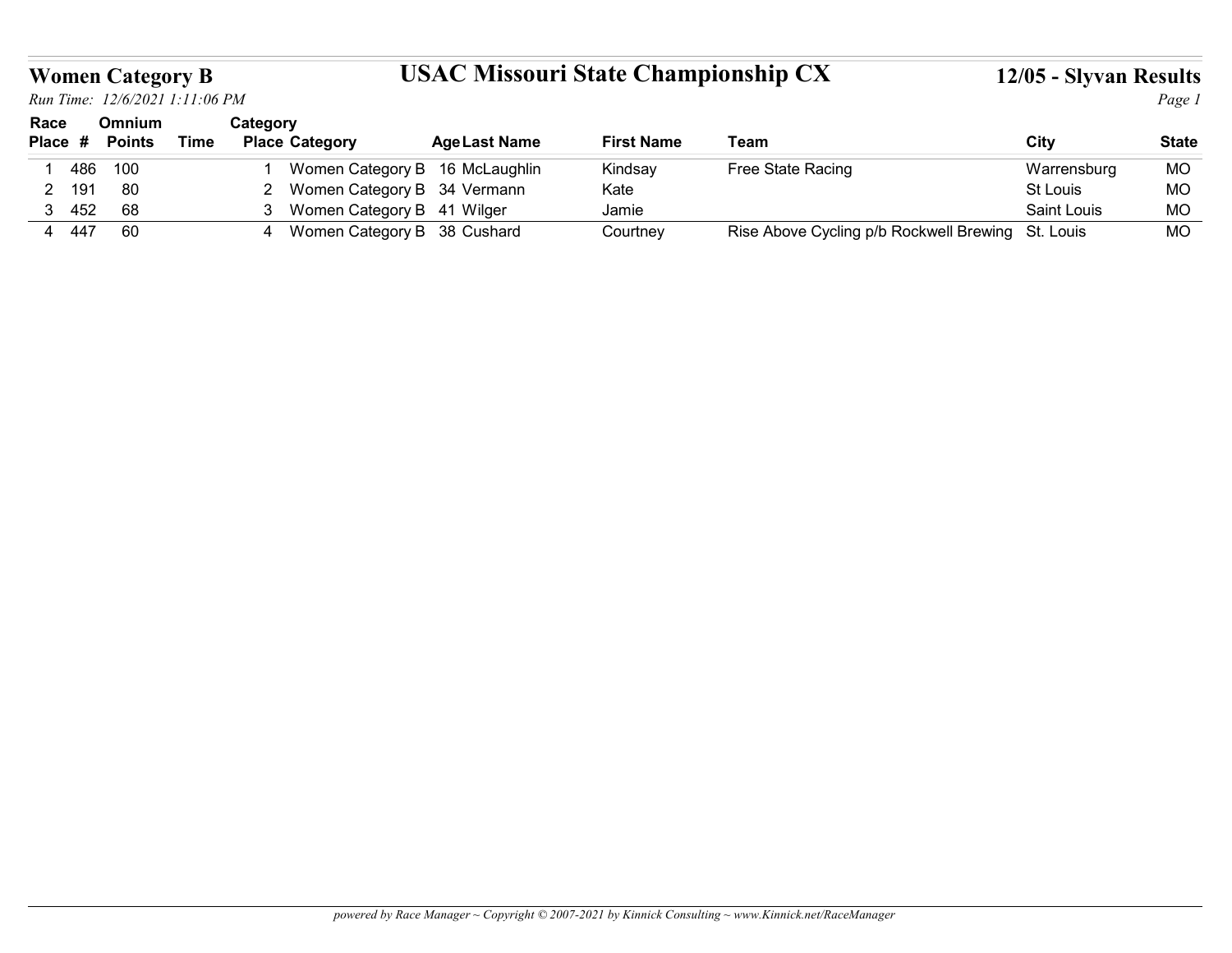# Women Category B

## USAC Missouri State Championship CX

## 12/05 - Slyvan Results

*Run Time: 12/6/2021 1:11:06 PM*

| Race Place | # | Omnium Points | Time | Category Place | Category | Age | Last Name | First Name | Team | City | State |
|---|---|---|---|---|---|---|---|---|---|---|---|
| 1 | 486 | 100 | | 1 | Women Category B | 16 | McLaughlin | Kindsay | Free State Racing | Warrensburg | MO |
| 2 | 191 | 80 | | 2 | Women Category B | 34 | Vermann | Kate | | St Louis | MO |
| 3 | 452 | 68 | | 3 | Women Category B | 41 | Wilger | Jamie | | Saint Louis | MO |
| 4 | 447 | 60 | | 4 | Women Category B | 38 | Cushard | Courtney | Rise Above Cycling p/b Rockwell Brewing | St. Louis | MO |

*powered by Race Manager ~ Copyright © 2007-2021 by Kinnick Consulting ~ www.Kinnick.net/RaceManager*